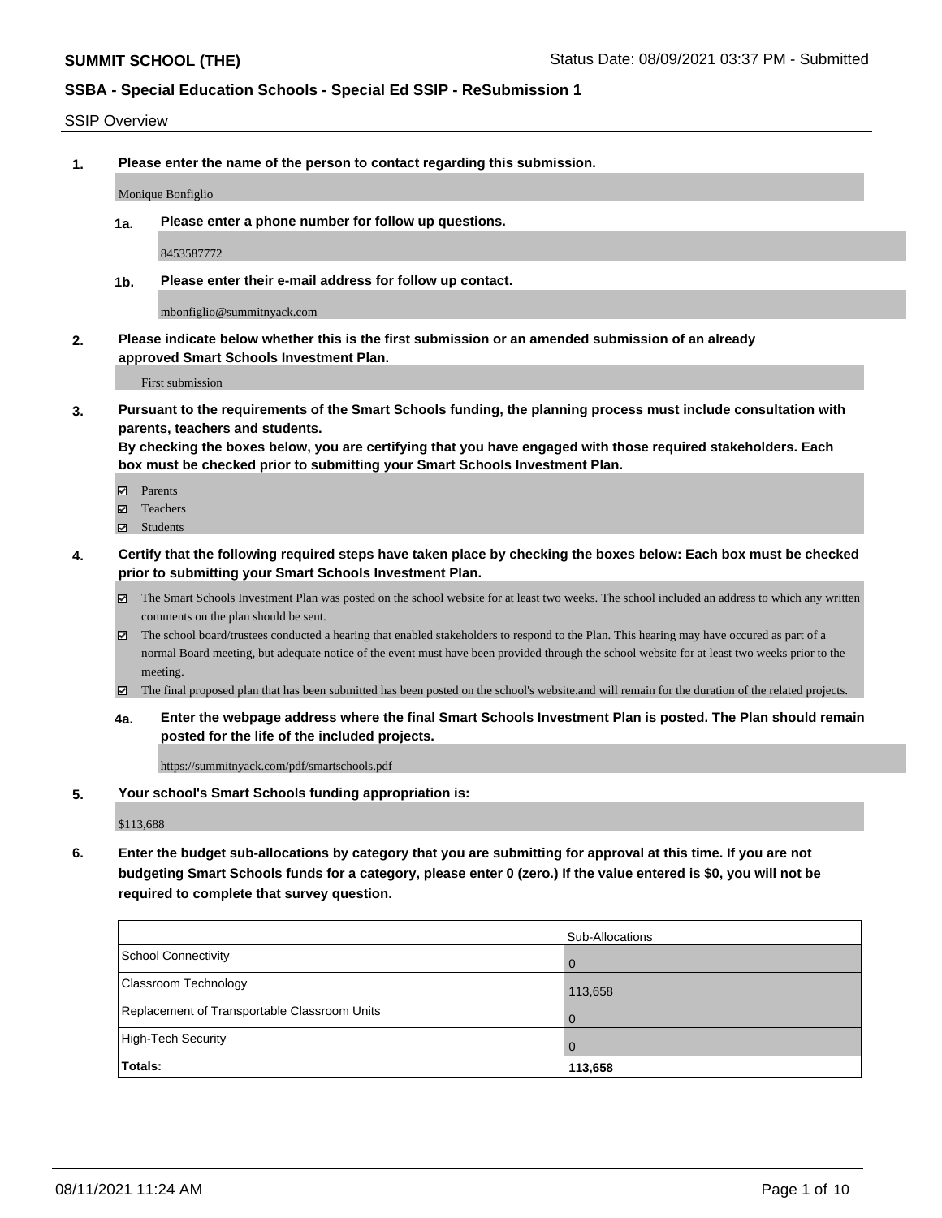**SUMMIT SCHOOL (THE)** Status Date: 08/09/2021 03:37 PM - Submitted

**SSBA - Special Education Schools - Special Ed SSIP - ReSubmission 1**

SSIP Overview

**1. Please enter the name of the person to contact regarding this submission.**

Monique Bonfiglio

**1a. Please enter a phone number for follow up questions.**

8453587772

**1b. Please enter their e-mail address for follow up contact.**

mbonfiglio@summitnyack.com

**2. Please indicate below whether this is the first submission or an amended submission of an already approved Smart Schools Investment Plan.**

First submission

**3. Pursuant to the requirements of the Smart Schools funding, the planning process must include consultation with parents, teachers and students. By checking the boxes below, you are certifying that you have engaged with those required stakeholders. Each box must be checked prior to submitting your Smart Schools Investment Plan.**

- ☑ Parents
- ☑ Teachers
- ☑ Students

**4. Certify that the following required steps have taken place by checking the boxes below: Each box must be checked prior to submitting your Smart Schools Investment Plan.**

- ☑ The Smart Schools Investment Plan was posted on the school website for at least two weeks. The school included an address to which any written comments on the plan should be sent.
- ☑ The school board/trustees conducted a hearing that enabled stakeholders to respond to the Plan. This hearing may have occured as part of a normal Board meeting, but adequate notice of the event must have been provided through the school website for at least two weeks prior to the meeting.
- ☑ The final proposed plan that has been submitted has been posted on the school's website.and will remain for the duration of the related projects.

**4a. Enter the webpage address where the final Smart Schools Investment Plan is posted. The Plan should remain posted for the life of the included projects.**

https://summitnyack.com/pdf/smartschools.pdf

**5. Your school's Smart Schools funding appropriation is:**

$113,688

**6. Enter the budget sub-allocations by category that you are submitting for approval at this time. If you are not budgeting Smart Schools funds for a category, please enter 0 (zero.) If the value entered is $0, you will not be required to complete that survey question.**

| | Sub-Allocations |
|---|---|
| School Connectivity | 0 |
| Classroom Technology | 113,658 |
| Replacement of Transportable Classroom Units | 0 |
| High-Tech Security | 0 |
| **Totals:** | **113,658** |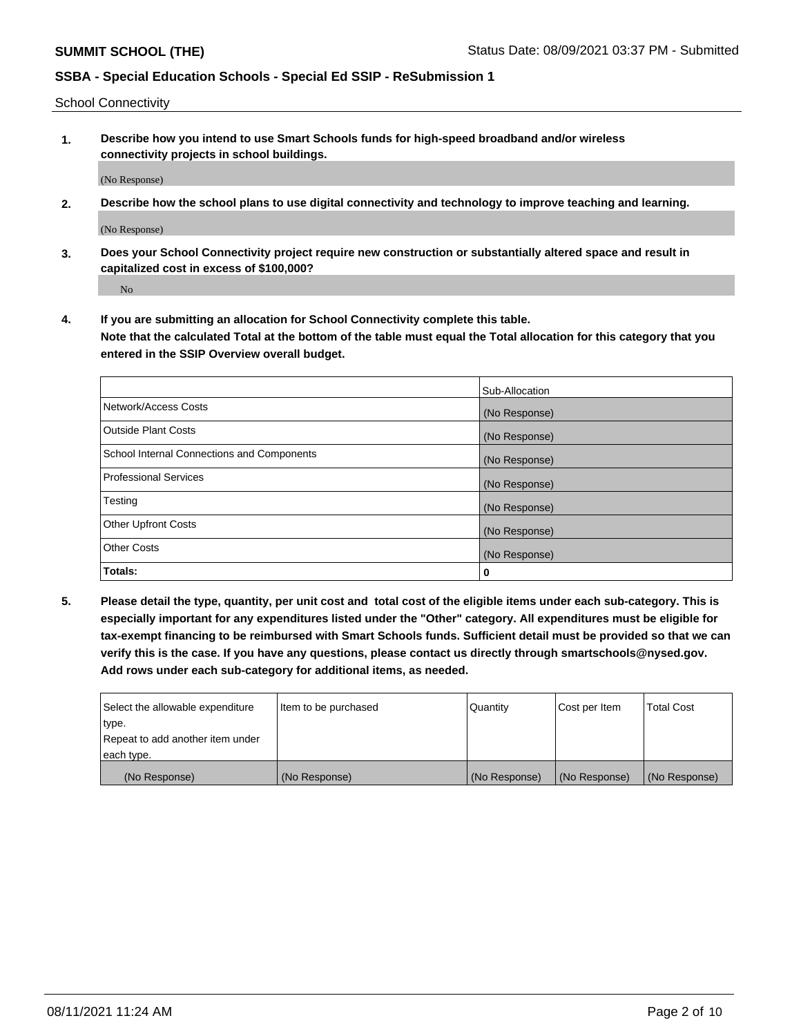School Connectivity

1. **Describe how you intend to use Smart Schools funds for high-speed broadband and/or wireless connectivity projects in school buildings.**

   (No Response)

2. **Describe how the school plans to use digital connectivity and technology to improve teaching and learning.**

   (No Response)

3. **Does your School Connectivity project require new construction or substantially altered space and result in capitalized cost in excess of $100,000?**

   No

4. **If you are submitting an allocation for School Connectivity complete this table. Note that the calculated Total at the bottom of the table must equal the Total allocation for this category that you entered in the SSIP Overview overall budget.**

| | Sub-Allocation |
|---|---|
| Network/Access Costs | (No Response) |
| Outside Plant Costs | (No Response) |
| School Internal Connections and Components | (No Response) |
| Professional Services | (No Response) |
| Testing | (No Response) |
| Other Upfront Costs | (No Response) |
| Other Costs | (No Response) |
| **Totals:** | 0 |

5. **Please detail the type, quantity, per unit cost and total cost of the eligible items under each sub-category. This is especially important for any expenditures listed under the "Other" category. All expenditures must be eligible for tax-exempt financing to be reimbursed with Smart Schools funds. Sufficient detail must be provided so that we can verify this is the case. If you have any questions, please contact us directly through smartschools@nysed.gov. Add rows under each sub-category for additional items, as needed.**

| Select the allowable expenditure type. Repeat to add another item under each type. | Item to be purchased | Quantity | Cost per Item | Total Cost |
|---|---|---|---|---|
| (No Response) | (No Response) | (No Response) | (No Response) | (No Response) |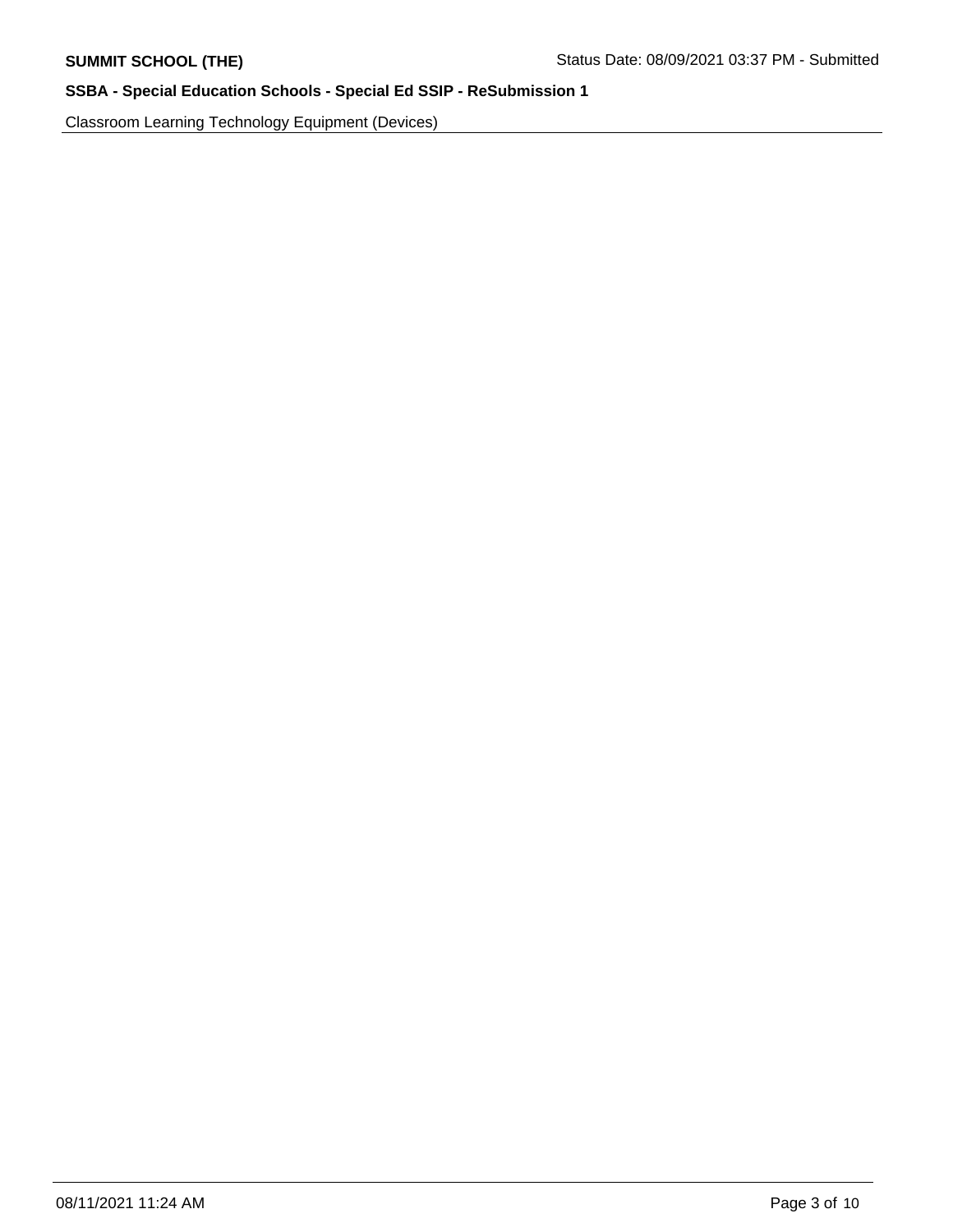Classroom Learning Technology Equipment (Devices)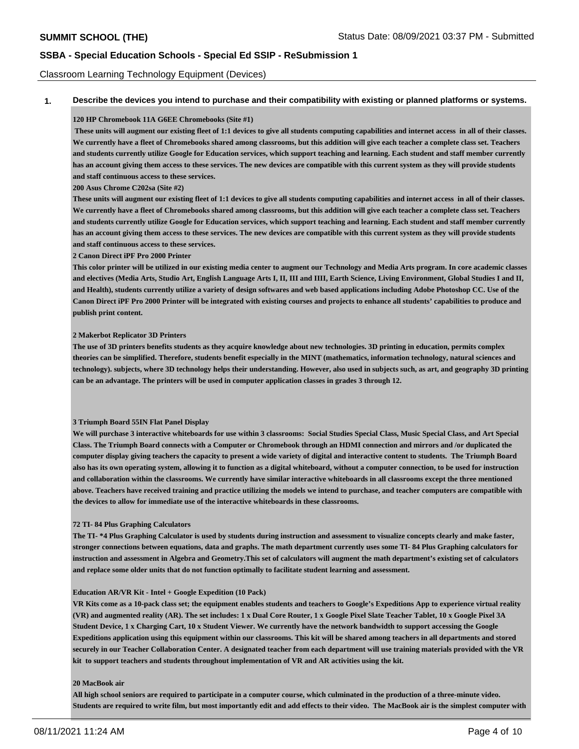**SUMMIT SCHOOL (THE)** Status Date: 08/09/2021 03:37 PM - Submitted

## SSBA - Special Education Schools - Special Ed SSIP - ReSubmission 1

Classroom Learning Technology Equipment (Devices)

**1. Describe the devices you intend to purchase and their compatibility with existing or planned platforms or systems.**

**120 HP Chromebook 11A G6EE Chromebooks (Site #1)**

**These units will augment our existing fleet of 1:1 devices to give all students computing capabilities and internet access in all of their classes. We currently have a fleet of Chromebooks shared among classrooms, but this addition will give each teacher a complete class set. Teachers and students currently utilize Google for Education services, which support teaching and learning. Each student and staff member currently has an account giving them access to these services. The new devices are compatible with this current system as they will provide students and staff continuous access to these services.**

**200 Asus Chrome C202sa (Site #2)**

**These units will augment our existing fleet of 1:1 devices to give all students computing capabilities and internet access in all of their classes. We currently have a fleet of Chromebooks shared among classrooms, but this addition will give each teacher a complete class set. Teachers and students currently utilize Google for Education services, which support teaching and learning. Each student and staff member currently has an account giving them access to these services. The new devices are compatible with this current system as they will provide students and staff continuous access to these services.**

**2 Canon Direct iPF Pro 2000 Printer**

**This color printer will be utilized in our existing media center to augment our Technology and Media Arts program. In core academic classes and electives (Media Arts, Studio Art, English Language Arts I, II, III and IIII, Earth Science, Living Environment, Global Studies I and II, and Health), students currently utilize a variety of design softwares and web based applications including Adobe Photoshop CC. Use of the Canon Direct iPF Pro 2000 Printer will be integrated with existing courses and projects to enhance all students' capabilities to produce and publish print content.**

**2 Makerbot Replicator 3D Printers**

**The use of 3D printers benefits students as they acquire knowledge about new technologies. 3D printing in education, permits complex theories can be simplified. Therefore, students benefit especially in the MINT (mathematics, information technology, natural sciences and technology). subjects, where 3D technology helps their understanding. However, also used in subjects such, as art, and geography 3D printing can be an advantage. The printers will be used in computer application classes in grades 3 through 12.**

**3 Triumph Board 55IN Flat Panel Display**

**We will purchase 3 interactive whiteboards for use within 3 classrooms: Social Studies Special Class, Music Special Class, and Art Special Class. The Triumph Board connects with a Computer or Chromebook through an HDMI connection and mirrors and /or duplicated the computer display giving teachers the capacity to present a wide variety of digital and interactive content to students. The Triumph Board also has its own operating system, allowing it to function as a digital whiteboard, without a computer connection, to be used for instruction and collaboration within the classrooms. We currently have similar interactive whiteboards in all classrooms except the three mentioned above. Teachers have received training and practice utilizing the models we intend to purchase, and teacher computers are compatible with the devices to allow for immediate use of the interactive whiteboards in these classrooms.**

**72 TI- 84 Plus Graphing Calculators**

**The TI- *4 Plus Graphing Calculator is used by students during instruction and assessment to visualize concepts clearly and make faster, stronger connections between equations, data and graphs. The math department currently uses some TI- 84 Plus Graphing calculators for instruction and assessment in Algebra and Geometry.This set of calculators will augment the math department's existing set of calculators and replace some older units that do not function optimally to facilitate student learning and assessment.**

**Education AR/VR Kit - Intel + Google Expedition (10 Pack)**

**VR Kits come as a 10-pack class set; the equipment enables students and teachers to Google's Expeditions App to experience virtual reality (VR) and augmented reality (AR). The set includes: 1 x Dual Core Router, 1 x Google Pixel Slate Teacher Tablet, 10 x Google Pixel 3A Student Device, 1 x Charging Cart, 10 x Student Viewer. We currently have the network bandwidth to support accessing the Google Expeditions application using this equipment within our classrooms. This kit will be shared among teachers in all departments and stored securely in our Teacher Collaboration Center. A designated teacher from each department will use training materials provided with the VR kit to support teachers and students throughout implementation of VR and AR activities using the kit.**

**20 MacBook air**

**All high school seniors are required to participate in a computer course, which culminated in the production of a three-minute video. Students are required to write film, but most importantly edit and add effects to their video. The MacBook air is the simplest computer with**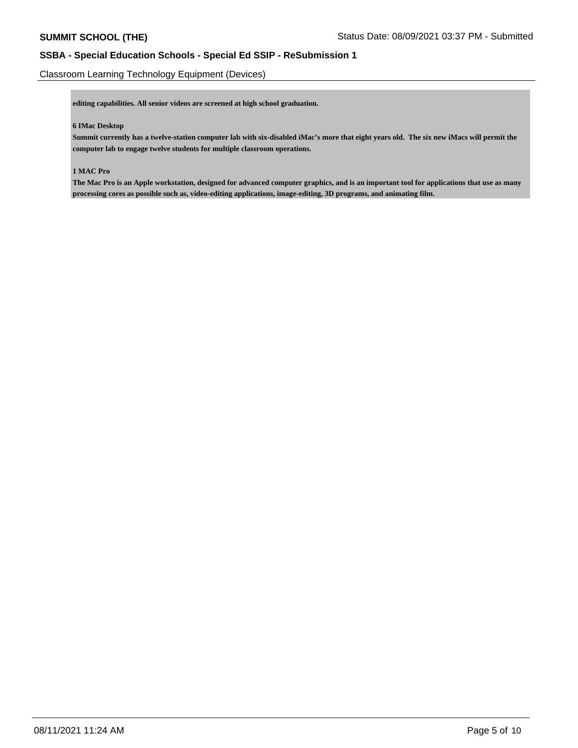Classroom Learning Technology Equipment (Devices)

**editing capabilities. All senior videos are screened at high school graduation.**

**6 IMac Desktop**
**Summit currently has a twelve-station computer lab with six-disabled iMac's more that eight years old. The six new iMacs will permit the computer lab to engage twelve students for multiple classroom operations.**

**1 MAC Pro**
**The Mac Pro is an Apple workstation, designed for advanced computer graphics, and is an important tool for applications that use as many processing cores as possible such as, video-editing applications, image-editing, 3D programs, and animating film.**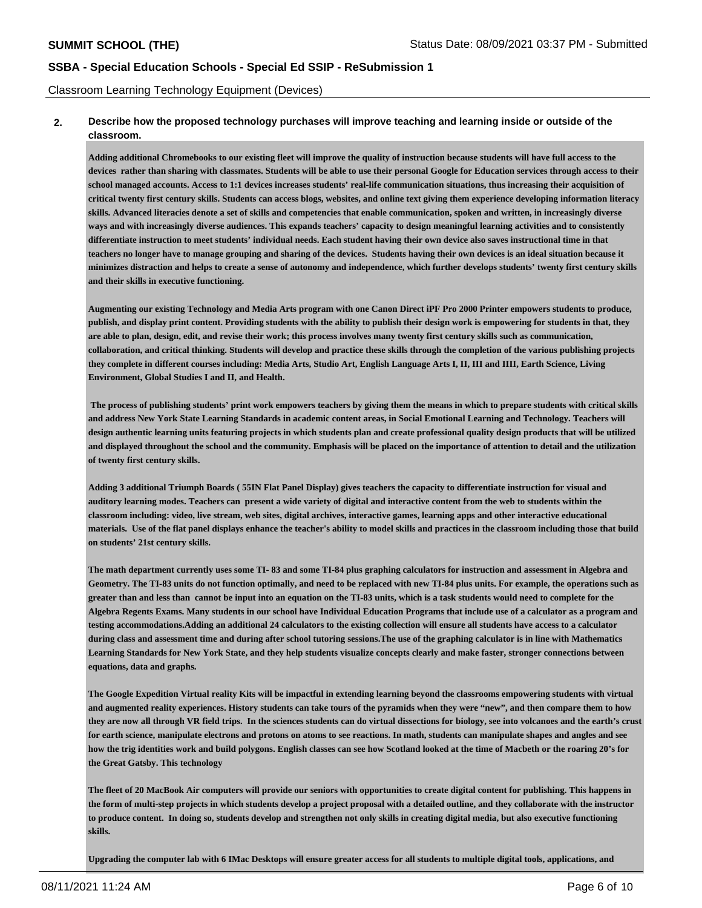Classroom Learning Technology Equipment (Devices)

**2. Describe how the proposed technology purchases will improve teaching and learning inside or outside of the classroom.**

**Adding additional Chromebooks to our existing fleet will improve the quality of instruction because students will have full access to the devices rather than sharing with classmates. Students will be able to use their personal Google for Education services through access to their school managed accounts. Access to 1:1 devices increases students' real-life communication situations, thus increasing their acquisition of critical twenty first century skills. Students can access blogs, websites, and online text giving them experience developing information literacy skills. Advanced literacies denote a set of skills and competencies that enable communication, spoken and written, in increasingly diverse ways and with increasingly diverse audiences. This expands teachers' capacity to design meaningful learning activities and to consistently differentiate instruction to meet students' individual needs. Each student having their own device also saves instructional time in that teachers no longer have to manage grouping and sharing of the devices. Students having their own devices is an ideal situation because it minimizes distraction and helps to create a sense of autonomy and independence, which further develops students' twenty first century skills and their skills in executive functioning.**

**Augmenting our existing Technology and Media Arts program with one Canon Direct iPF Pro 2000 Printer empowers students to produce, publish, and display print content. Providing students with the ability to publish their design work is empowering for students in that, they are able to plan, design, edit, and revise their work; this process involves many twenty first century skills such as communication, collaboration, and critical thinking. Students will develop and practice these skills through the completion of the various publishing projects they complete in different courses including: Media Arts, Studio Art, English Language Arts I, II, III and IIII, Earth Science, Living Environment, Global Studies I and II, and Health.**

**The process of publishing students' print work empowers teachers by giving them the means in which to prepare students with critical skills and address New York State Learning Standards in academic content areas, in Social Emotional Learning and Technology. Teachers will design authentic learning units featuring projects in which students plan and create professional quality design products that will be utilized and displayed throughout the school and the community. Emphasis will be placed on the importance of attention to detail and the utilization of twenty first century skills.**

**Adding 3 additional Triumph Boards ( 55IN Flat Panel Display) gives teachers the capacity to differentiate instruction for visual and auditory learning modes. Teachers can present a wide variety of digital and interactive content from the web to students within the classroom including: video, live stream, web sites, digital archives, interactive games, learning apps and other interactive educational materials. Use of the flat panel displays enhance the teacher's ability to model skills and practices in the classroom including those that build on students' 21st century skills.**

**The math department currently uses some TI- 83 and some TI-84 plus graphing calculators for instruction and assessment in Algebra and Geometry. The TI-83 units do not function optimally, and need to be replaced with new TI-84 plus units. For example, the operations such as greater than and less than cannot be input into an equation on the TI-83 units, which is a task students would need to complete for the Algebra Regents Exams. Many students in our school have Individual Education Programs that include use of a calculator as a program and testing accommodations.Adding an additional 24 calculators to the existing collection will ensure all students have access to a calculator during class and assessment time and during after school tutoring sessions.The use of the graphing calculator is in line with Mathematics Learning Standards for New York State, and they help students visualize concepts clearly and make faster, stronger connections between equations, data and graphs.**

**The Google Expedition Virtual reality Kits will be impactful in extending learning beyond the classrooms empowering students with virtual and augmented reality experiences. History students can take tours of the pyramids when they were "new", and then compare them to how they are now all through VR field trips. In the sciences students can do virtual dissections for biology, see into volcanoes and the earth's crust for earth science, manipulate electrons and protons on atoms to see reactions. In math, students can manipulate shapes and angles and see how the trig identities work and build polygons. English classes can see how Scotland looked at the time of Macbeth or the roaring 20's for the Great Gatsby. This technology**

**The fleet of 20 MacBook Air computers will provide our seniors with opportunities to create digital content for publishing. This happens in the form of multi-step projects in which students develop a project proposal with a detailed outline, and they collaborate with the instructor to produce content. In doing so, students develop and strengthen not only skills in creating digital media, but also executive functioning skills.**

**Upgrading the computer lab with 6 IMac Desktops will ensure greater access for all students to multiple digital tools, applications, and**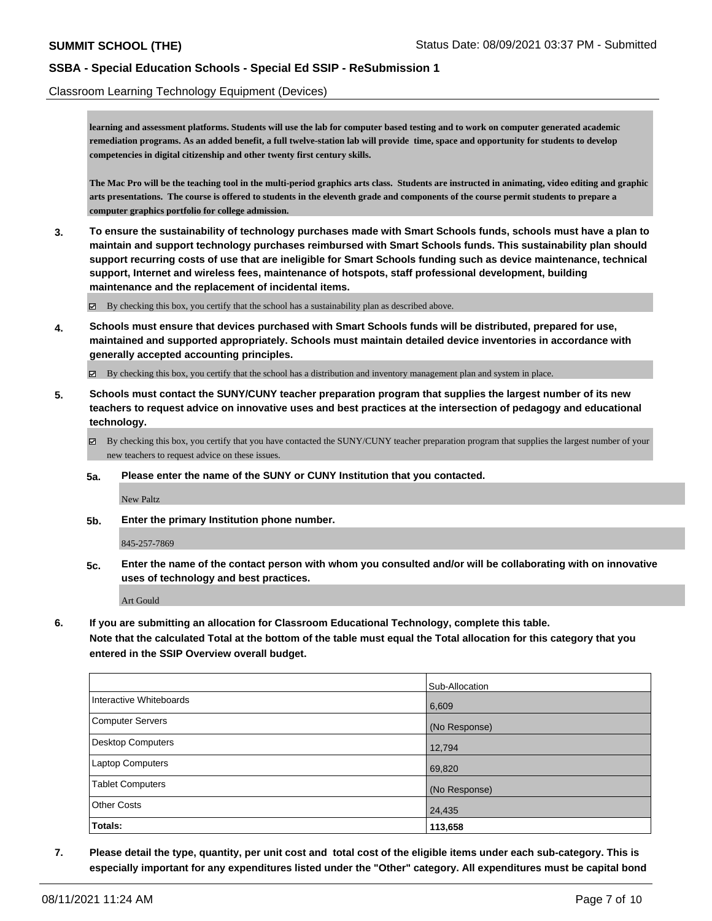Classroom Learning Technology Equipment (Devices)

**learning and assessment platforms. Students will use the lab for computer based testing and to work on computer generated academic remediation programs. As an added benefit, a full twelve-station lab will provide time, space and opportunity for students to develop competencies in digital citizenship and other twenty first century skills.**

**The Mac Pro will be the teaching tool in the multi-period graphics arts class. Students are instructed in animating, video editing and graphic arts presentations. The course is offered to students in the eleventh grade and components of the course permit students to prepare a computer graphics portfolio for college admission.**

**3. To ensure the sustainability of technology purchases made with Smart Schools funds, schools must have a plan to maintain and support technology purchases reimbursed with Smart Schools funds. This sustainability plan should support recurring costs of use that are ineligible for Smart Schools funding such as device maintenance, technical support, Internet and wireless fees, maintenance of hotspots, staff professional development, building maintenance and the replacement of incidental items.**

☑ By checking this box, you certify that the school has a sustainability plan as described above.

**4. Schools must ensure that devices purchased with Smart Schools funds will be distributed, prepared for use, maintained and supported appropriately. Schools must maintain detailed device inventories in accordance with generally accepted accounting principles.**

☑ By checking this box, you certify that the school has a distribution and inventory management plan and system in place.

**5. Schools must contact the SUNY/CUNY teacher preparation program that supplies the largest number of its new teachers to request advice on innovative uses and best practices at the intersection of pedagogy and educational technology.**

☑ By checking this box, you certify that you have contacted the SUNY/CUNY teacher preparation program that supplies the largest number of your new teachers to request advice on these issues.

**5a. Please enter the name of the SUNY or CUNY Institution that you contacted.**

New Paltz

**5b. Enter the primary Institution phone number.**

845-257-7869

**5c. Enter the name of the contact person with whom you consulted and/or will be collaborating with on innovative uses of technology and best practices.**

Art Gould

**6. If you are submitting an allocation for Classroom Educational Technology, complete this table. Note that the calculated Total at the bottom of the table must equal the Total allocation for this category that you entered in the SSIP Overview overall budget.**

| | Sub-Allocation |
|---|---|
| Interactive Whiteboards | 6,609 |
| Computer Servers | (No Response) |
| Desktop Computers | 12,794 |
| Laptop Computers | 69,820 |
| Tablet Computers | (No Response) |
| Other Costs | 24,435 |
| **Totals:** | **113,658** |

**7. Please detail the type, quantity, per unit cost and total cost of the eligible items under each sub-category. This is especially important for any expenditures listed under the "Other" category. All expenditures must be capital bond**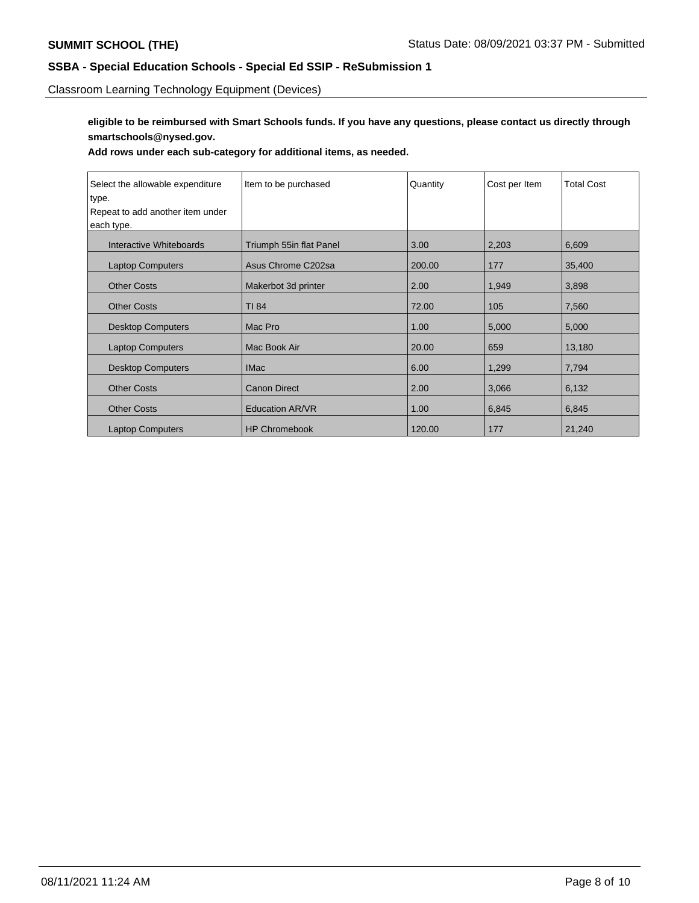Classroom Learning Technology Equipment (Devices)

**eligible to be reimbursed with Smart Schools funds. If you have any questions, please contact us directly through smartschools@nysed.gov.**

**Add rows under each sub-category for additional items, as needed.**

| Select the allowable expenditure type. Repeat to add another item under each type. | Item to be purchased | Quantity | Cost per Item | Total Cost |
|---|---|---|---|---|
| Interactive Whiteboards | Triumph 55in flat Panel | 3.00 | 2,203 | 6,609 |
| Laptop Computers | Asus Chrome C202sa | 200.00 | 177 | 35,400 |
| Other Costs | Makerbot 3d printer | 2.00 | 1,949 | 3,898 |
| Other Costs | TI 84 | 72.00 | 105 | 7,560 |
| Desktop Computers | Mac Pro | 1.00 | 5,000 | 5,000 |
| Laptop Computers | Mac Book Air | 20.00 | 659 | 13,180 |
| Desktop Computers | IMac | 6.00 | 1,299 | 7,794 |
| Other Costs | Canon Direct | 2.00 | 3,066 | 6,132 |
| Other Costs | Education AR/VR | 1.00 | 6,845 | 6,845 |
| Laptop Computers | HP Chromebook | 120.00 | 177 | 21,240 |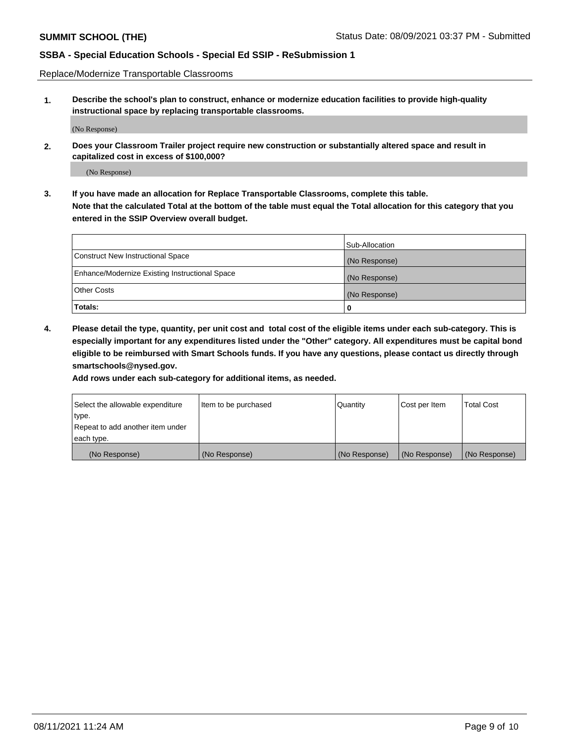Replace/Modernize Transportable Classrooms

**1. Describe the school's plan to construct, enhance or modernize education facilities to provide high-quality instructional space by replacing transportable classrooms.**

(No Response)

**2. Does your Classroom Trailer project require new construction or substantially altered space and result in capitalized cost in excess of $100,000?**

(No Response)

**3. If you have made an allocation for Replace Transportable Classrooms, complete this table. Note that the calculated Total at the bottom of the table must equal the Total allocation for this category that you entered in the SSIP Overview overall budget.**

| | Sub-Allocation |
|---|---|
| Construct New Instructional Space | (No Response) |
| Enhance/Modernize Existing Instructional Space | (No Response) |
| Other Costs | (No Response) |
| **Totals:** | 0 |

**4. Please detail the type, quantity, per unit cost and total cost of the eligible items under each sub-category. This is especially important for any expenditures listed under the "Other" category. All expenditures must be capital bond eligible to be reimbursed with Smart Schools funds. If you have any questions, please contact us directly through smartschools@nysed.gov.**

**Add rows under each sub-category for additional items, as needed.**

| Select the allowable expenditure type. Repeat to add another item under each type. | Item to be purchased | Quantity | Cost per Item | Total Cost |
|---|---|---|---|---|
| (No Response) | (No Response) | (No Response) | (No Response) | (No Response) |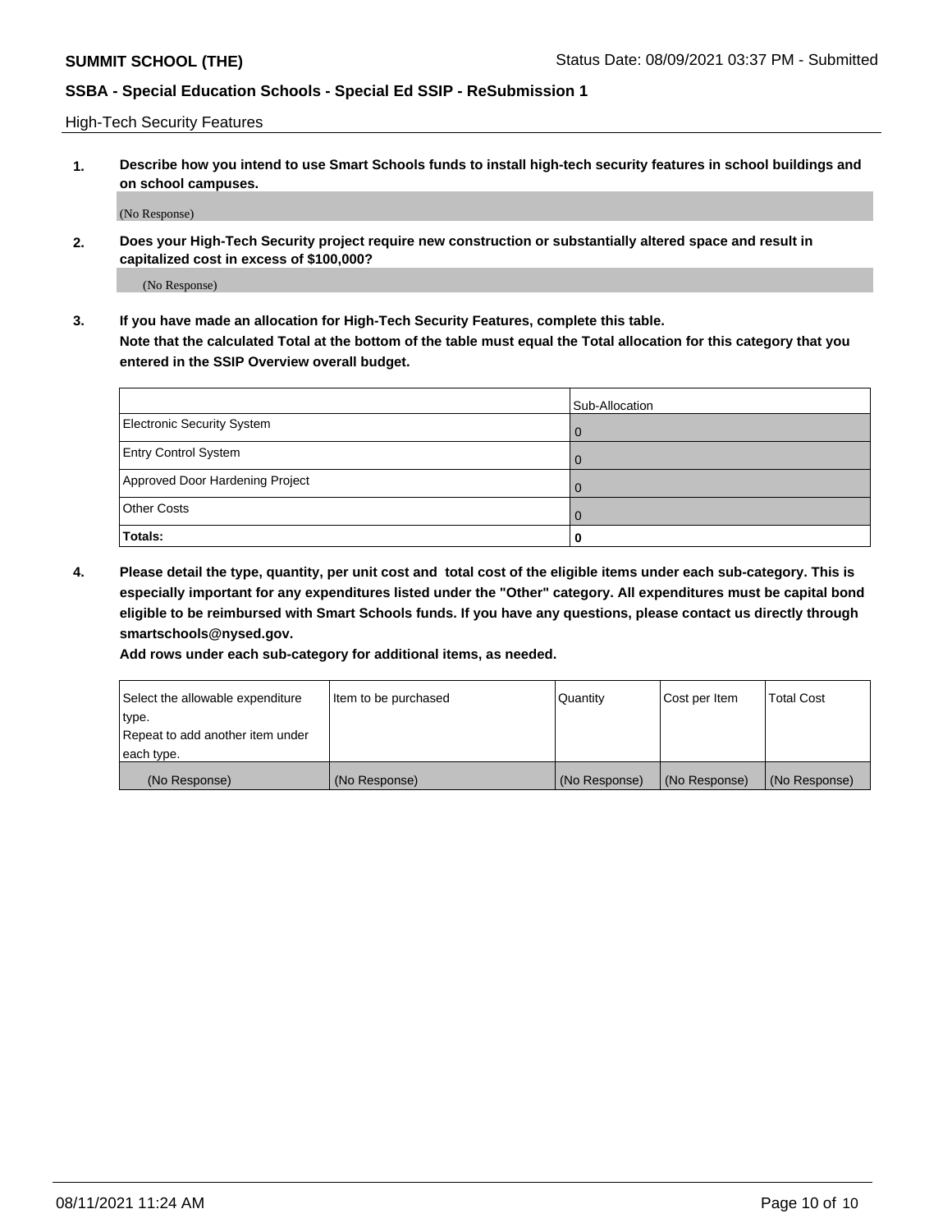High-Tech Security Features

**1. Describe how you intend to use Smart Schools funds to install high-tech security features in school buildings and on school campuses.**

(No Response)

**2. Does your High-Tech Security project require new construction or substantially altered space and result in capitalized cost in excess of $100,000?**

(No Response)

**3. If you have made an allocation for High-Tech Security Features, complete this table.**
**Note that the calculated Total at the bottom of the table must equal the Total allocation for this category that you entered in the SSIP Overview overall budget.**

| | Sub-Allocation |
|---|---|
| Electronic Security System | 0 |
| Entry Control System | 0 |
| Approved Door Hardening Project | 0 |
| Other Costs | 0 |
| **Totals:** | **0** |

**4. Please detail the type, quantity, per unit cost and total cost of the eligible items under each sub-category. This is especially important for any expenditures listed under the "Other" category. All expenditures must be capital bond eligible to be reimbursed with Smart Schools funds. If you have any questions, please contact us directly through smartschools@nysed.gov.**

**Add rows under each sub-category for additional items, as needed.**

| Select the allowable expenditure type. Repeat to add another item under each type. | Item to be purchased | Quantity | Cost per Item | Total Cost |
|---|---|---|---|---|
| (No Response) | (No Response) | (No Response) | (No Response) | (No Response) |